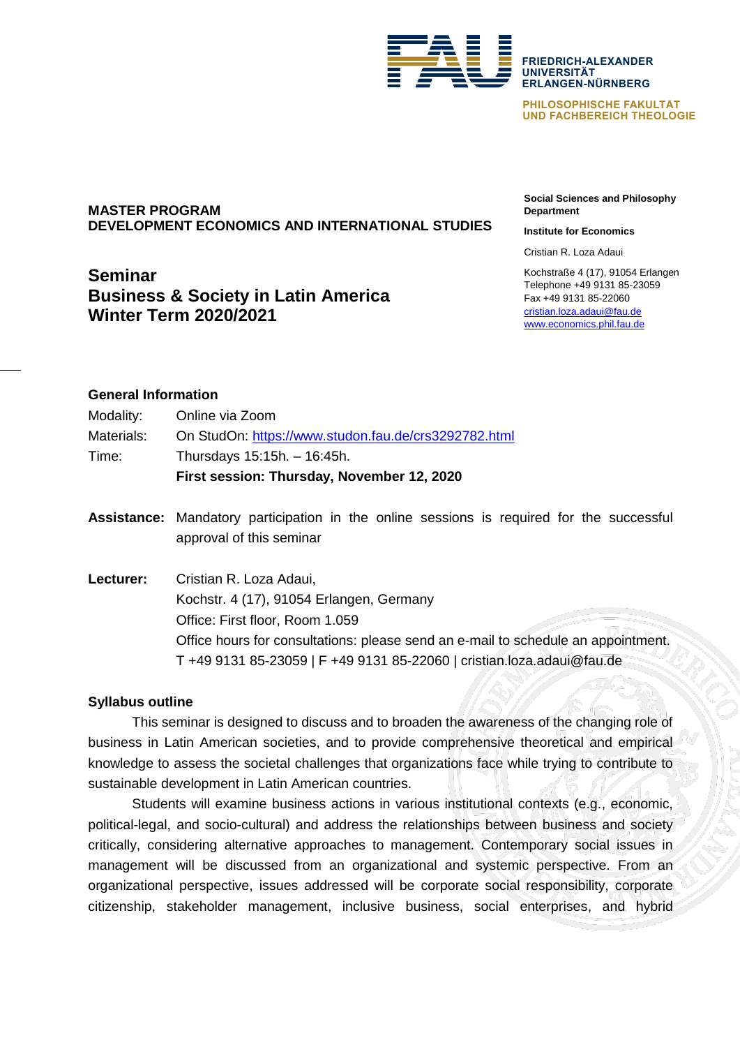FRIEDRICH-ALEXANDER
UNIVERSITÄT
ERLANGEN-NÜRNBERG

PHILOSOPHISCHE FAKULTÄT
UND FACHBEREICH THEOLOGIE

**MASTER PROGRAM**
**DEVELOPMENT ECONOMICS AND INTERNATIONAL STUDIES**

# Seminar
# Business & Society in Latin America
# Winter Term 2020/2021

**Social Sciences and Philosophy Department**

**Institute for Economics**

Cristian R. Loza Adaui

Kochstraße 4 (17), 91054 Erlangen
Telephone +49 9131 85-23059
Fax +49 9131 85-22060
cristian.loza.adaui@fau.de
www.economics.phil.fau.de

## General Information

Modality: Online via Zoom
Materials: On StudOn: https://www.studon.fau.de/crs3292782.html
Time: Thursdays 15:15h. – 16:45h.
**First session: Thursday, November 12, 2020**

**Assistance:** Mandatory participation in the online sessions is required for the successful approval of this seminar

**Lecturer:** Cristian R. Loza Adaui,
Kochstr. 4 (17), 91054 Erlangen, Germany
Office: First floor, Room 1.059
Office hours for consultations: please send an e-mail to schedule an appointment.
T +49 9131 85-23059 | F +49 9131 85-22060 | cristian.loza.adaui@fau.de

## Syllabus outline

This seminar is designed to discuss and to broaden the awareness of the changing role of business in Latin American societies, and to provide comprehensive theoretical and empirical knowledge to assess the societal challenges that organizations face while trying to contribute to sustainable development in Latin American countries.

Students will examine business actions in various institutional contexts (e.g., economic, political-legal, and socio-cultural) and address the relationships between business and society critically, considering alternative approaches to management. Contemporary social issues in management will be discussed from an organizational and systemic perspective. From an organizational perspective, issues addressed will be corporate social responsibility, corporate citizenship, stakeholder management, inclusive business, social enterprises, and hybrid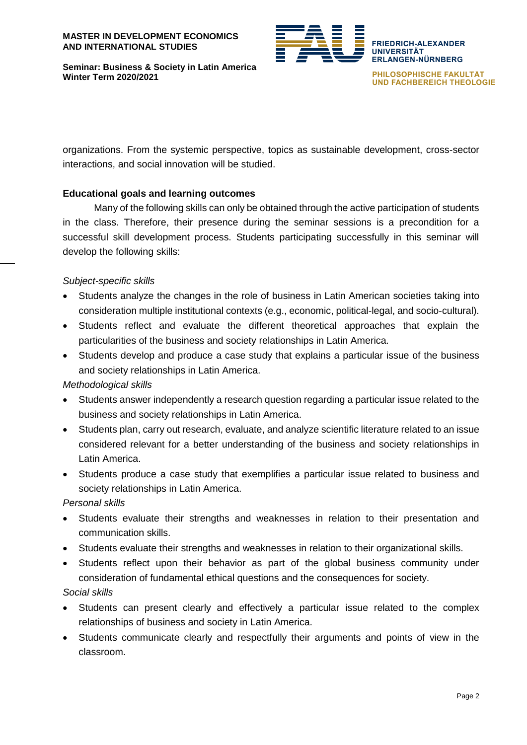organizations. From the systemic perspective, topics as sustainable development, cross-sector interactions, and social innovation will be studied.

**Educational goals and learning outcomes**

Many of the following skills can only be obtained through the active participation of students in the class. Therefore, their presence during the seminar sessions is a precondition for a successful skill development process. Students participating successfully in this seminar will develop the following skills:

*Subject-specific skills*

- Students analyze the changes in the role of business in Latin American societies taking into consideration multiple institutional contexts (e.g., economic, political-legal, and socio-cultural).
- Students reflect and evaluate the different theoretical approaches that explain the particularities of the business and society relationships in Latin America.
- Students develop and produce a case study that explains a particular issue of the business and society relationships in Latin America.

*Methodological skills*

- Students answer independently a research question regarding a particular issue related to the business and society relationships in Latin America.
- Students plan, carry out research, evaluate, and analyze scientific literature related to an issue considered relevant for a better understanding of the business and society relationships in Latin America.
- Students produce a case study that exemplifies a particular issue related to business and society relationships in Latin America.

*Personal skills*

- Students evaluate their strengths and weaknesses in relation to their presentation and communication skills.
- Students evaluate their strengths and weaknesses in relation to their organizational skills.
- Students reflect upon their behavior as part of the global business community under consideration of fundamental ethical questions and the consequences for society.

*Social skills*

- Students can present clearly and effectively a particular issue related to the complex relationships of business and society in Latin America.
- Students communicate clearly and respectfully their arguments and points of view in the classroom.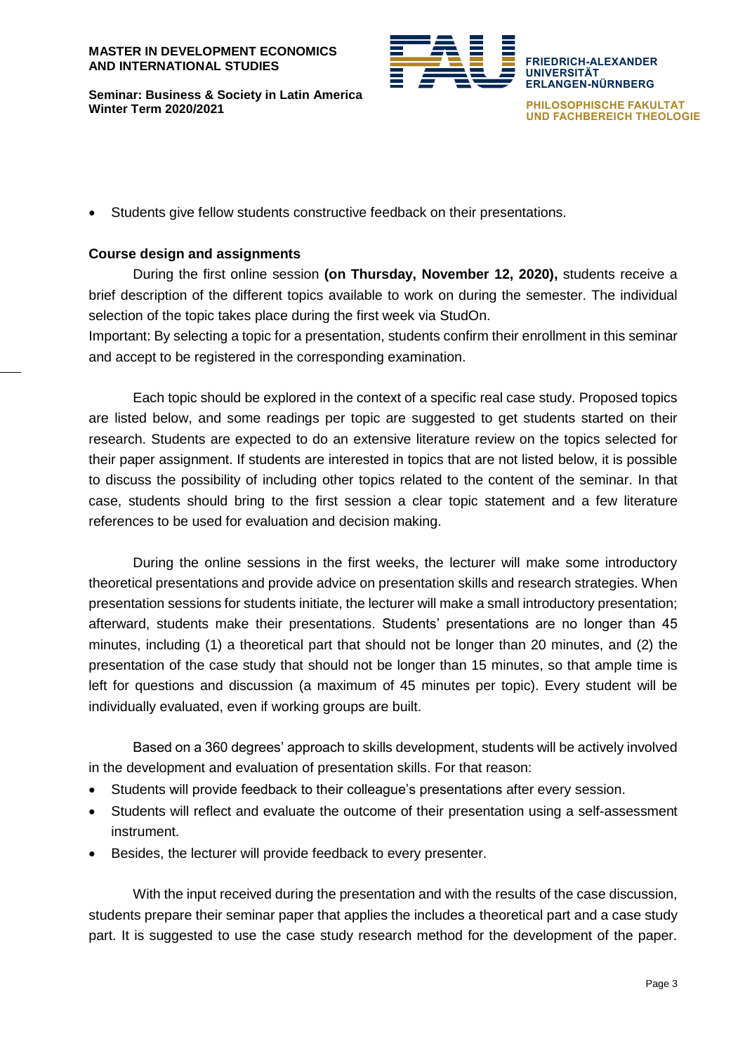- Students give fellow students constructive feedback on their presentations.

**Course design and assignments**

During the first online session **(on Thursday, November 12, 2020),** students receive a brief description of the different topics available to work on during the semester. The individual selection of the topic takes place during the first week via StudOn.
Important: By selecting a topic for a presentation, students confirm their enrollment in this seminar and accept to be registered in the corresponding examination.

Each topic should be explored in the context of a specific real case study. Proposed topics are listed below, and some readings per topic are suggested to get students started on their research. Students are expected to do an extensive literature review on the topics selected for their paper assignment. If students are interested in topics that are not listed below, it is possible to discuss the possibility of including other topics related to the content of the seminar. In that case, students should bring to the first session a clear topic statement and a few literature references to be used for evaluation and decision making.

During the online sessions in the first weeks, the lecturer will make some introductory theoretical presentations and provide advice on presentation skills and research strategies. When presentation sessions for students initiate, the lecturer will make a small introductory presentation; afterward, students make their presentations. Students' presentations are no longer than 45 minutes, including (1) a theoretical part that should not be longer than 20 minutes, and (2) the presentation of the case study that should not be longer than 15 minutes, so that ample time is left for questions and discussion (a maximum of 45 minutes per topic). Every student will be individually evaluated, even if working groups are built.

Based on a 360 degrees' approach to skills development, students will be actively involved in the development and evaluation of presentation skills. For that reason:

- Students will provide feedback to their colleague's presentations after every session.
- Students will reflect and evaluate the outcome of their presentation using a self-assessment instrument.
- Besides, the lecturer will provide feedback to every presenter.

With the input received during the presentation and with the results of the case discussion, students prepare their seminar paper that applies the includes a theoretical part and a case study part. It is suggested to use the case study research method for the development of the paper.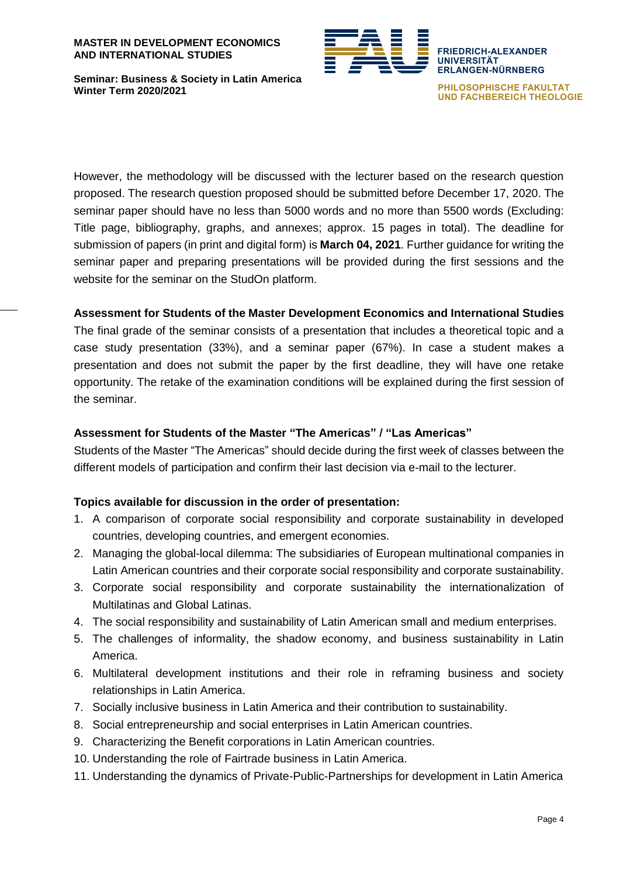However, the methodology will be discussed with the lecturer based on the research question proposed. The research question proposed should be submitted before December 17, 2020. The seminar paper should have no less than 5000 words and no more than 5500 words (Excluding: Title page, bibliography, graphs, and annexes; approx. 15 pages in total). The deadline for submission of papers (in print and digital form) is **March 04, 2021**. Further guidance for writing the seminar paper and preparing presentations will be provided during the first sessions and the website for the seminar on the StudOn platform.

**Assessment for Students of the Master Development Economics and International Studies**

The final grade of the seminar consists of a presentation that includes a theoretical topic and a case study presentation (33%), and a seminar paper (67%). In case a student makes a presentation and does not submit the paper by the first deadline, they will have one retake opportunity. The retake of the examination conditions will be explained during the first session of the seminar.

**Assessment for Students of the Master "The Americas" / "Las Americas"**

Students of the Master "The Americas" should decide during the first week of classes between the different models of participation and confirm their last decision via e-mail to the lecturer.

**Topics available for discussion in the order of presentation:**

1. A comparison of corporate social responsibility and corporate sustainability in developed countries, developing countries, and emergent economies.
2. Managing the global-local dilemma: The subsidiaries of European multinational companies in Latin American countries and their corporate social responsibility and corporate sustainability.
3. Corporate social responsibility and corporate sustainability the internationalization of Multilatinas and Global Latinas.
4. The social responsibility and sustainability of Latin American small and medium enterprises.
5. The challenges of informality, the shadow economy, and business sustainability in Latin America.
6. Multilateral development institutions and their role in reframing business and society relationships in Latin America.
7. Socially inclusive business in Latin America and their contribution to sustainability.
8. Social entrepreneurship and social enterprises in Latin American countries.
9. Characterizing the Benefit corporations in Latin American countries.
10. Understanding the role of Fairtrade business in Latin America.
11. Understanding the dynamics of Private-Public-Partnerships for development in Latin America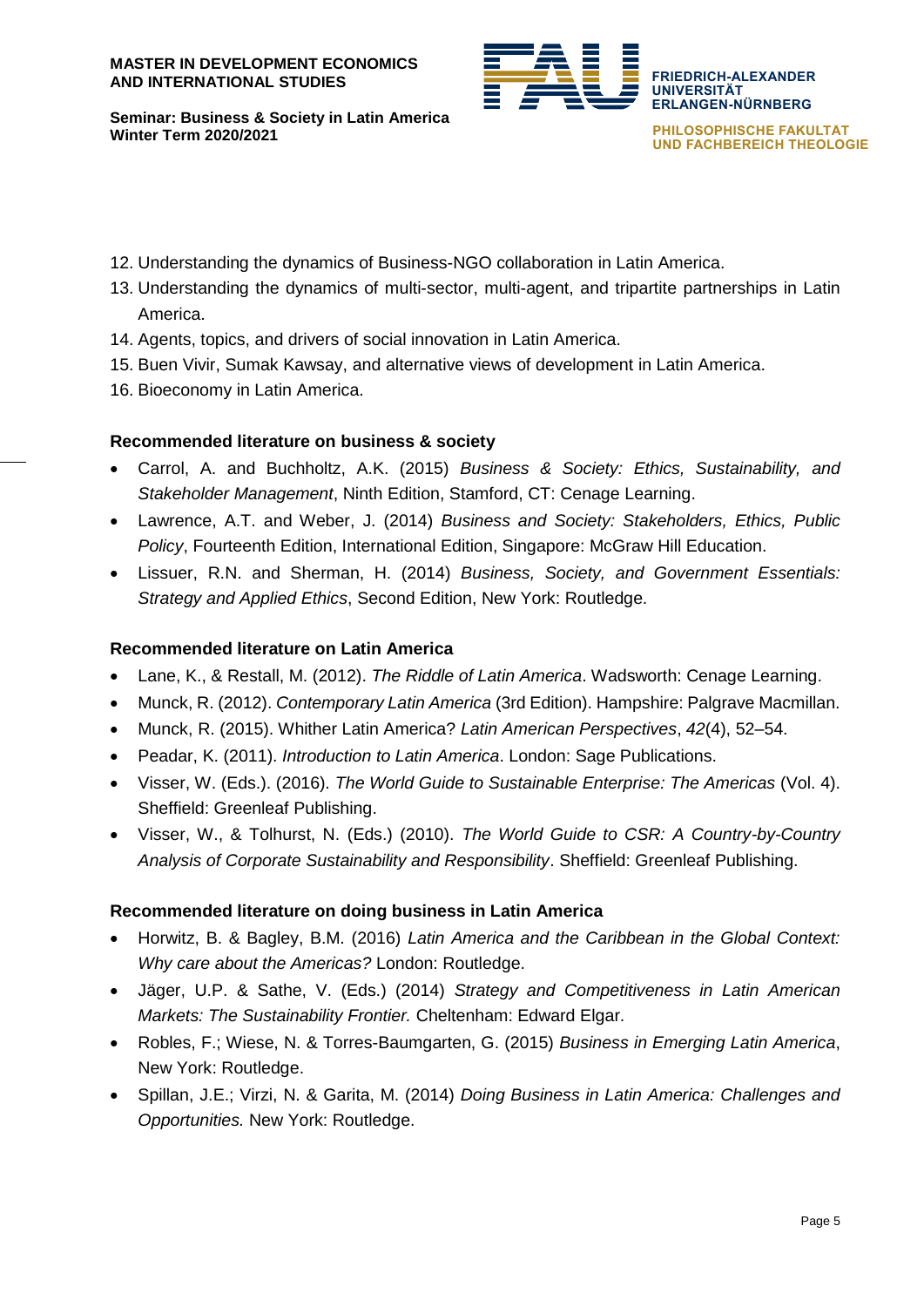12. Understanding the dynamics of Business-NGO collaboration in Latin America.
13. Understanding the dynamics of multi-sector, multi-agent, and tripartite partnerships in Latin America.
14. Agents, topics, and drivers of social innovation in Latin America.
15. Buen Vivir, Sumak Kawsay, and alternative views of development in Latin America.
16. Bioeconomy in Latin America.

**Recommended literature on business & society**

- Carrol, A. and Buchholtz, A.K. (2015) *Business & Society: Ethics, Sustainability, and Stakeholder Management*, Ninth Edition, Stamford, CT: Cenage Learning.
- Lawrence, A.T. and Weber, J. (2014) *Business and Society: Stakeholders, Ethics, Public Policy*, Fourteenth Edition, International Edition, Singapore: McGraw Hill Education.
- Lissuer, R.N. and Sherman, H. (2014) *Business, Society, and Government Essentials: Strategy and Applied Ethics*, Second Edition, New York: Routledge.

**Recommended literature on Latin America**

- Lane, K., & Restall, M. (2012). *The Riddle of Latin America*. Wadsworth: Cenage Learning.
- Munck, R. (2012). *Contemporary Latin America* (3rd Edition). Hampshire: Palgrave Macmillan.
- Munck, R. (2015). Whither Latin America? *Latin American Perspectives*, *42*(4), 52–54.
- Peadar, K. (2011). *Introduction to Latin America*. London: Sage Publications.
- Visser, W. (Eds.). (2016). *The World Guide to Sustainable Enterprise: The Americas* (Vol. 4). Sheffield: Greenleaf Publishing.
- Visser, W., & Tolhurst, N. (Eds.) (2010). *The World Guide to CSR: A Country-by-Country Analysis of Corporate Sustainability and Responsibility*. Sheffield: Greenleaf Publishing.

**Recommended literature on doing business in Latin America**

- Horwitz, B. & Bagley, B.M. (2016) *Latin America and the Caribbean in the Global Context: Why care about the Americas?* London: Routledge.
- Jäger, U.P. & Sathe, V. (Eds.) (2014) *Strategy and Competitiveness in Latin American Markets: The Sustainability Frontier.* Cheltenham: Edward Elgar.
- Robles, F.; Wiese, N. & Torres-Baumgarten, G. (2015) *Business in Emerging Latin America*, New York: Routledge.
- Spillan, J.E.; Virzi, N. & Garita, M. (2014) *Doing Business in Latin America: Challenges and Opportunities.* New York: Routledge.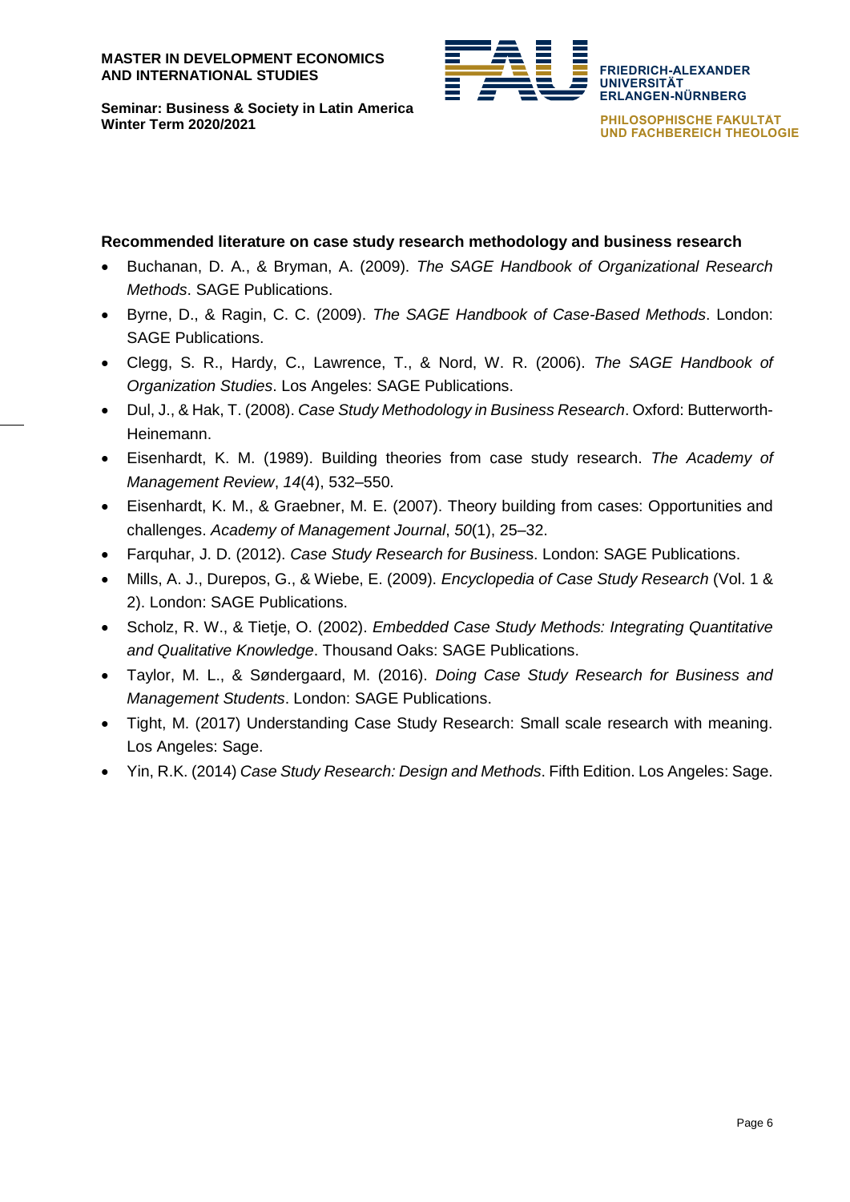### Recommended literature on case study research methodology and business research

- Buchanan, D. A., & Bryman, A. (2009). *The SAGE Handbook of Organizational Research Methods*. SAGE Publications.
- Byrne, D., & Ragin, C. C. (2009). *The SAGE Handbook of Case-Based Methods*. London: SAGE Publications.
- Clegg, S. R., Hardy, C., Lawrence, T., & Nord, W. R. (2006). *The SAGE Handbook of Organization Studies*. Los Angeles: SAGE Publications.
- Dul, J., & Hak, T. (2008). *Case Study Methodology in Business Research*. Oxford: Butterworth-Heinemann.
- Eisenhardt, K. M. (1989). Building theories from case study research. *The Academy of Management Review*, *14*(4), 532–550.
- Eisenhardt, K. M., & Graebner, M. E. (2007). Theory building from cases: Opportunities and challenges. *Academy of Management Journal*, *50*(1), 25–32.
- Farquhar, J. D. (2012). *Case Study Research for Business*. London: SAGE Publications.
- Mills, A. J., Durepos, G., & Wiebe, E. (2009). *Encyclopedia of Case Study Research* (Vol. 1 & 2). London: SAGE Publications.
- Scholz, R. W., & Tietje, O. (2002). *Embedded Case Study Methods: Integrating Quantitative and Qualitative Knowledge*. Thousand Oaks: SAGE Publications.
- Taylor, M. L., & Søndergaard, M. (2016). *Doing Case Study Research for Business and Management Students*. London: SAGE Publications.
- Tight, M. (2017) Understanding Case Study Research: Small scale research with meaning. Los Angeles: Sage.
- Yin, R.K. (2014) *Case Study Research: Design and Methods*. Fifth Edition. Los Angeles: Sage.